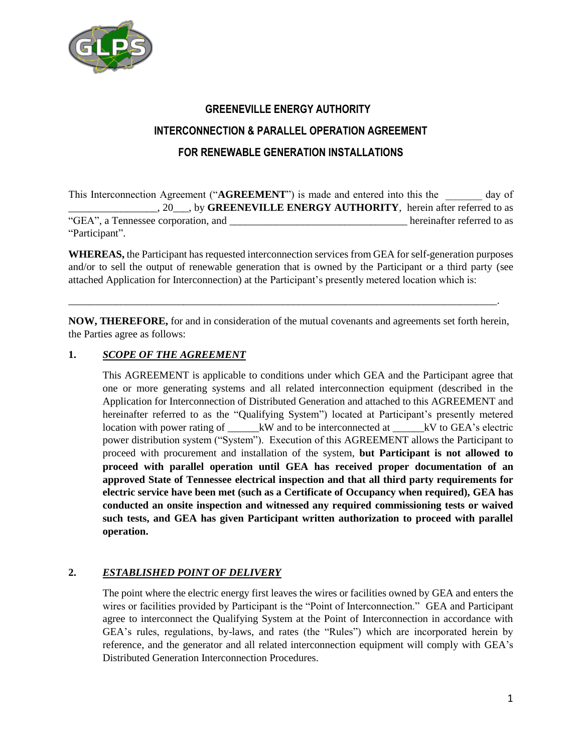# GREENEVILLE ENERGY AUTHORITY

# INTERCONNECTION & PARALLEL OPERATION AGREEMENT

# FOR RENEWABLE GENERATION INSTALLATIONS

This Interconnection Agreement ("**AGREEMENT**") is made and entered into this the _______ day of _________________, 20___, by **GREENEVILLE ENERGY AUTHORITY**, herein after referred to as "GEA", a Tennessee corporation, and __________________________________ hereinafter referred to as "Participant".

**WHEREAS,** the Participant has requested interconnection services from GEA for self-generation purposes and/or to sell the output of renewable generation that is owned by the Participant or a third party (see attached Application for Interconnection) at the Participant's presently metered location which is:

_____________________________________________________________________________________.

**NOW, THEREFORE,** for and in consideration of the mutual covenants and agreements set forth herein, the Parties agree as follows:

**1.** ***SCOPE OF THE AGREEMENT***

This AGREEMENT is applicable to conditions under which GEA and the Participant agree that one or more generating systems and all related interconnection equipment (described in the Application for Interconnection of Distributed Generation and attached to this AGREEMENT and hereinafter referred to as the "Qualifying System") located at Participant's presently metered location with power rating of ______kW and to be interconnected at ______kV to GEA's electric power distribution system ("System"). Execution of this AGREEMENT allows the Participant to proceed with procurement and installation of the system, **but Participant is not allowed to proceed with parallel operation until GEA has received proper documentation of an approved State of Tennessee electrical inspection and that all third party requirements for electric service have been met (such as a Certificate of Occupancy when required), GEA has conducted an onsite inspection and witnessed any required commissioning tests or waived such tests, and GEA has given Participant written authorization to proceed with parallel operation.**

**2.** ***ESTABLISHED POINT OF DELIVERY***

The point where the electric energy first leaves the wires or facilities owned by GEA and enters the wires or facilities provided by Participant is the "Point of Interconnection." GEA and Participant agree to interconnect the Qualifying System at the Point of Interconnection in accordance with GEA's rules, regulations, by-laws, and rates (the "Rules") which are incorporated herein by reference, and the generator and all related interconnection equipment will comply with GEA's Distributed Generation Interconnection Procedures.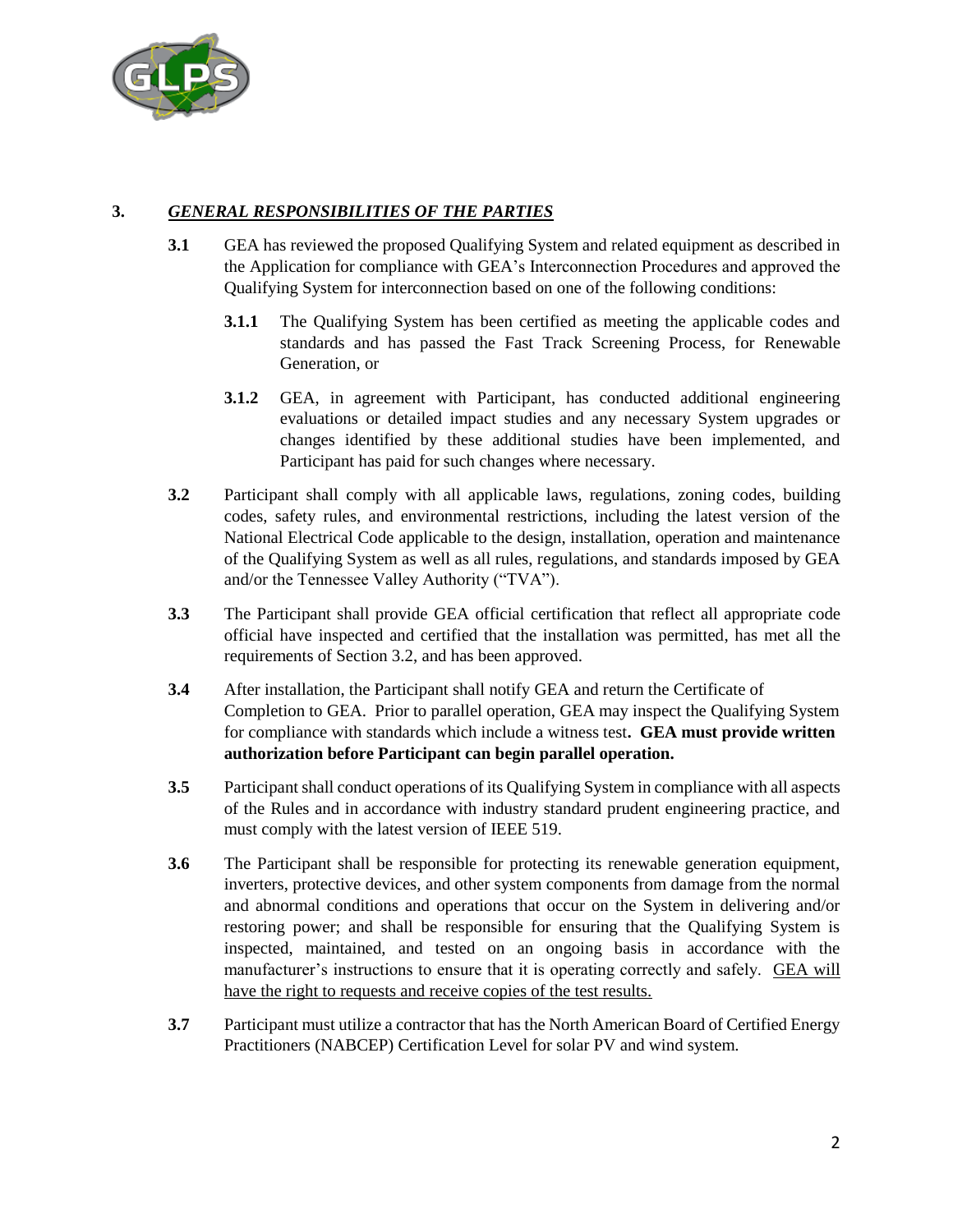## 3. *GENERAL RESPONSIBILITIES OF THE PARTIES*

**3.1** GEA has reviewed the proposed Qualifying System and related equipment as described in the Application for compliance with GEA's Interconnection Procedures and approved the Qualifying System for interconnection based on one of the following conditions:

**3.1.1** The Qualifying System has been certified as meeting the applicable codes and standards and has passed the Fast Track Screening Process, for Renewable Generation, or

**3.1.2** GEA, in agreement with Participant, has conducted additional engineering evaluations or detailed impact studies and any necessary System upgrades or changes identified by these additional studies have implemented, and Participant has paid for such changes where necessary.

**3.2** Participant shall comply with all applicable laws, regulations, zoning codes, building codes, safety rules, and environmental restrictions, including the latest version of the National Electrical Code applicable to the design, installation, operation and maintenance of the Qualifying System as well as all rules, regulations, and standards imposed by GEA and/or the Tennessee Valley Authority ("TVA").

**3.3** The Participant shall provide GEA official certification that reflect all appropriate code official have inspected and certified that the installation was permitted, has met all the requirements of Section 3.2, and has been approved.

**3.4** After installation, the Participant shall notify GEA and return the Certificate of Completion to GEA. Prior to parallel operation, GEA may inspect the Qualifying System for compliance with standards which include a witness test**. GEA must provide written authorization before Participant can begin parallel operation.**

**3.5** Participant shall conduct operations of its Qualifying System in compliance with all aspects of the Rules and in accordance with industry standard prudent engineering practice, and must comply with the latest version of IEEE 519.

**3.6** The Participant shall be responsible for protecting its renewable generation equipment, inverters, protective devices, and other system components from damage from the normal and abnormal conditions and operations that occur on the System in delivering and/or restoring power; and shall be responsible for ensuring that the Qualifying System is inspected, maintained, and tested on an ongoing basis in accordance with the manufacturer's instructions to ensure that it is operating correctly and safely. <u>GEA will have the right to requests and receive copies of the test results.</u>

**3.7** Participant must utilize a contractor that has the North American Board of Certified Energy Practitioners (NABCEP) Certification Level for solar PV and wind system.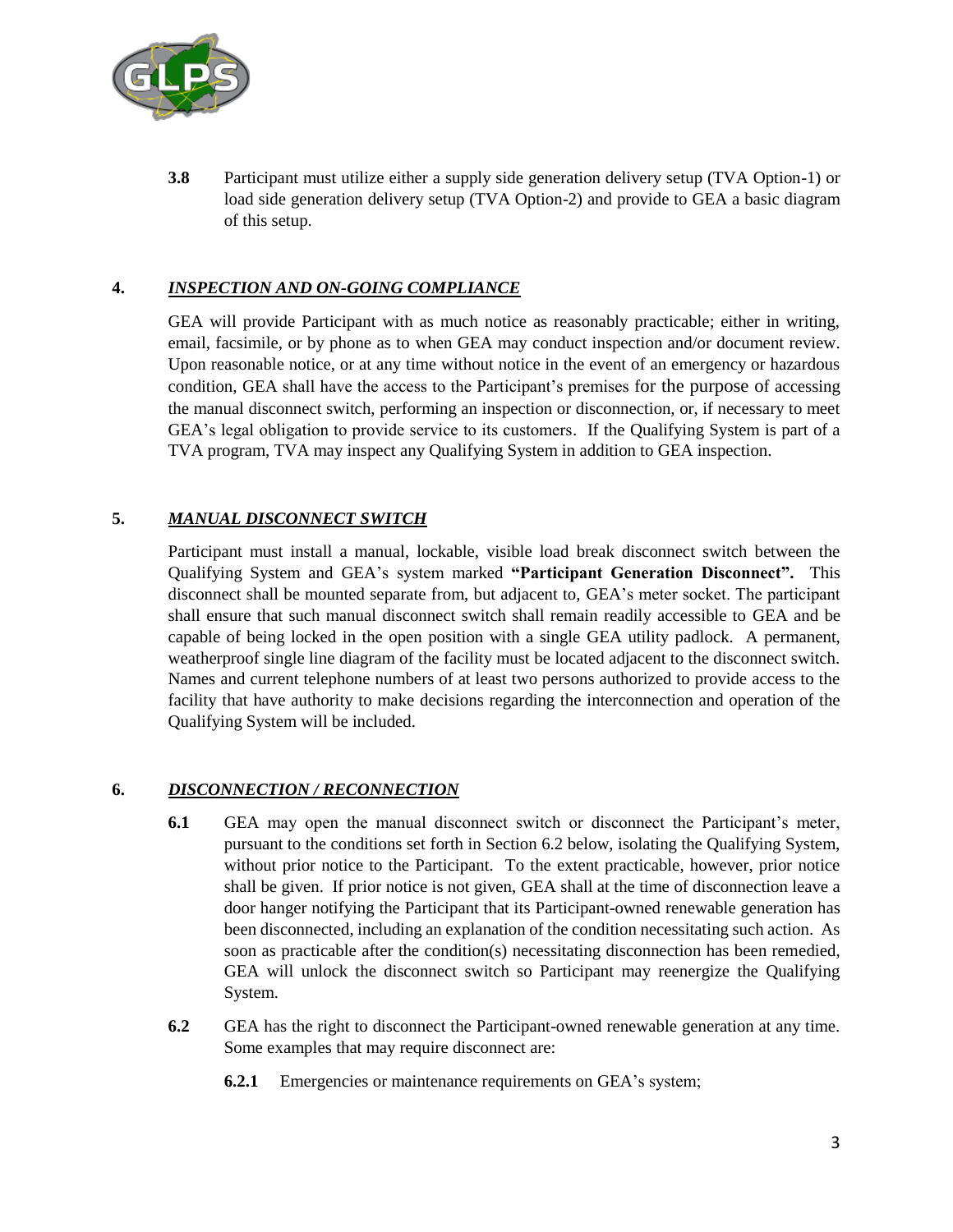**3.8** Participant must utilize either a supply side generation delivery setup (TVA Option-1) or load side generation delivery setup (TVA Option-2) and provide to GEA a basic diagram of this setup.

## 4. ***INSPECTION AND ON-GOING COMPLIANCE***

GEA will provide Participant with as much notice as reasonably practicable; either in writing, email, facsimile, or by phone as to when GEA may conduct inspection and/or document review. Upon reasonable notice, or at any time without notice in the event of an emergency or hazardous condition, GEA shall have the access to the Participant's premises for the purpose of accessing the manual disconnect switch, performing an inspection or disconnection, or, if necessary to meet GEA's legal obligation to provide service to its customers. If the Qualifying System is part of a TVA program, TVA may inspect any Qualifying System in addition to GEA inspection.

## 5. ***MANUAL DISCONNECT SWITCH***

Participant must install a manual, lockable, visible load break disconnect switch between the Qualifying System and GEA's system marked **"Participant Generation Disconnect".** This disconnect shall be mounted separate from, but adjacent to, GEA's meter socket. The participant shall ensure that such manual disconnect switch shall remain readily accessible to GEA and be capable of being locked in the open position with a single GEA utility padlock. A permanent, weatherproof single line diagram of the facility must be located adjacent to the disconnect switch. Names and current telephone numbers of at least two persons authorized to provide access to the facility that have authority to make decisions regarding the interconnection and operation of the Qualifying System will be included.

## 6. ***DISCONNECTION / RECONNECTION***

**6.1** GEA may open the manual disconnect switch or disconnect the Participant's meter, pursuant to the conditions set forth in Section 6.2 below, isolating the Qualifying System, without prior notice to the Participant. To the extent practicable, however, prior notice shall be given. If prior notice is not given, GEA shall at the time of disconnection leave a door hanger notifying the Participant that its Participant-owned renewable generation has been disconnected, including an explanation of the condition necessitating such action. As soon as practicable after the condition(s) necessitating disconnection has been remedied, GEA will unlock the disconnect switch so Participant may reenergize the Qualifying System.

**6.2** GEA has the right to disconnect the Participant-owned renewable generation at any time. Some examples that may require disconnect are:

**6.2.1** Emergencies or maintenance requirements on GEA's system;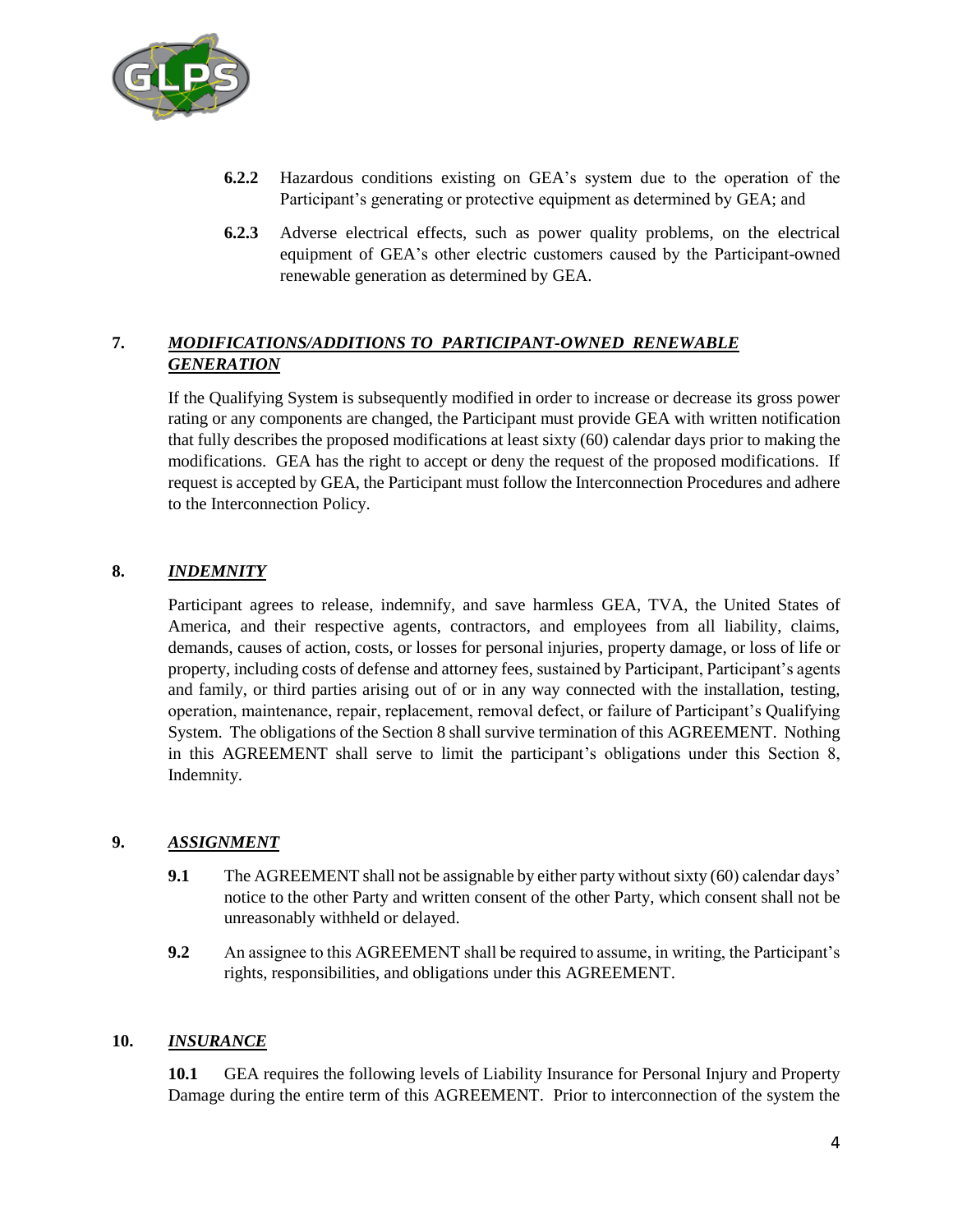**6.2.2** Hazardous conditions existing on GEA's system due to the operation of the Participant's generating or protective equipment as determined by GEA; and

**6.2.3** Adverse electrical effects, such as power quality problems, on the electrical equipment of GEA's other electric customers caused by the Participant-owned renewable generation as determined by GEA.

## 7. ***MODIFICATIONS/ADDITIONS TO PARTICIPANT-OWNED RENEWABLE GENERATION***

If the Qualifying System is subsequently modified in order to increase or decrease its gross power rating or any components are changed, the Participant must provide GEA with written notification that fully describes the proposed modifications at least sixty (60) calendar days prior to making the modifications. GEA has the right to accept or deny the request of the proposed modifications. If request is accepted by GEA, the Participant must follow the Interconnection Procedures and adhere to the Interconnection Policy.

## 8. ***INDEMNITY***

Participant agrees to release, indemnify, and save harmless GEA, TVA, the United States of America, and their respective agents, contractors, and employees from all liability, claims, demands, causes of action, costs, or losses for personal injuries, property damage, or loss of life or property, including costs of defense and attorney fees, sustained by Participant, Participant's agents and family, or third parties arising out of or in any way connected with the installation, testing, operation, maintenance, repair, replacement, removal defect, or failure of Participant's Qualifying System. The obligations of the Section 8 shall survive termination of this AGREEMENT. Nothing in this AGREEMENT shall serve to limit the participant's obligations under this Section 8, Indemnity.

## 9. ***ASSIGNMENT***

**9.1** The AGREEMENT shall not be assignable by either party without sixty (60) calendar days' notice to the other Party and written consent of the other Party, which consent shall not be unreasonably withheld or delayed.

**9.2** An assignee to this AGREEMENT shall be required to assume, in writing, the Participant's rights, responsibilities, and obligations under this AGREEMENT.

## 10. ***INSURANCE***

**10.1** GEA requires the following levels of Liability Insurance for Personal Injury and Property Damage during the entire term of this AGREEMENT. Prior to interconnection of the system the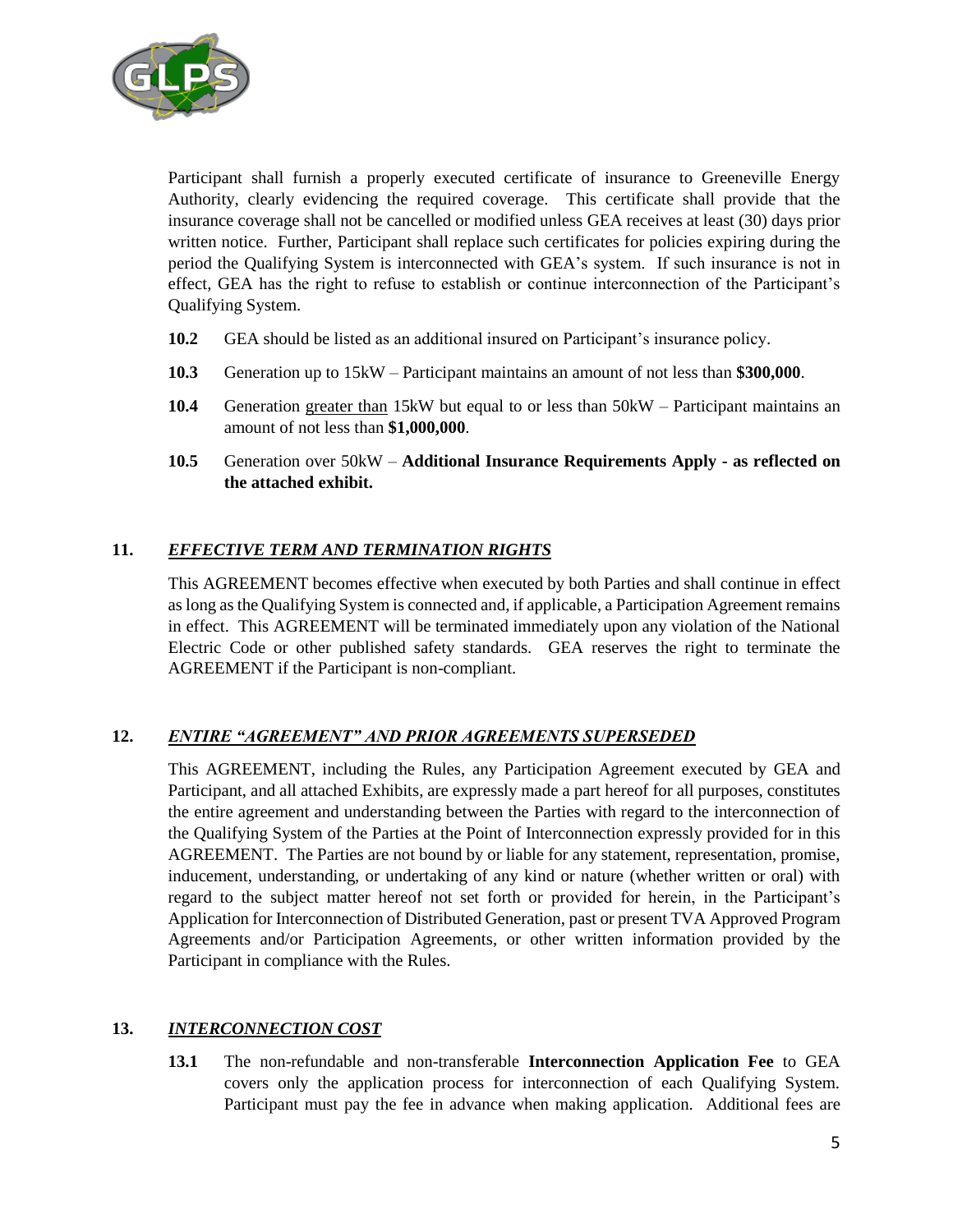Participant shall furnish a properly executed certificate of insurance to Greeneville Energy Authority, clearly evidencing the required coverage. This certificate shall provide that the insurance coverage shall not be cancelled or modified unless GEA receives at least (30) days prior written notice. Further, Participant shall replace such certificates for policies expiring during the period the Qualifying System is interconnected with GEA's system. If such insurance is not in effect, GEA has the right to refuse to establish or continue interconnection of the Participant's Qualifying System.

**10.2** GEA should be listed as an additional insured on Participant's insurance policy.

**10.3** Generation up to 15kW – Participant maintains an amount of not less than **$300,000**.

**10.4** Generation greater than 15kW but equal to or less than 50kW – Participant maintains an amount of not less than **$1,000,000**.

**10.5** Generation over 50kW – **Additional Insurance Requirements Apply - as reflected on the attached exhibit.**

## 11. *EFFECTIVE TERM AND TERMINATION RIGHTS*

This AGREEMENT becomes effective when executed by both Parties and shall continue in effect as long as the Qualifying System is connected and, if applicable, a Participation Agreement remains in effect. This AGREEMENT will be terminated immediately upon any violation of the National Electric Code or other published safety standards. GEA reserves the right to terminate the AGREEMENT if the Participant is non-compliant.

## 12. *ENTIRE "AGREEMENT" AND PRIOR AGREEMENTS SUPERSEDED*

This AGREEMENT, including the Rules, any Participation Agreement executed by GEA and Participant, and all attached Exhibits, are expressly made a part hereof for all purposes, constitutes the entire agreement and understanding between the Parties with regard to the interconnection of the Qualifying System of the Parties at the Point of Interconnection expressly provided for in this AGREEMENT. The Parties are not bound by or liable for any statement, representation, promise, inducement, understanding, or undertaking of any kind or nature (whether written or oral) with regard to the subject matter hereof not set forth or provided for herein, in the Participant's Application for Interconnection of Distributed Generation, past or present TVA Approved Program Agreements and/or Participation Agreements, or other written information provided by the Participant in compliance with the Rules.

## 13. *INTERCONNECTION COST*

**13.1** The non-refundable and non-transferable **Interconnection Application Fee** to GEA covers only the application process for interconnection of each Qualifying System. Participant must pay the fee in advance when making application. Additional fees are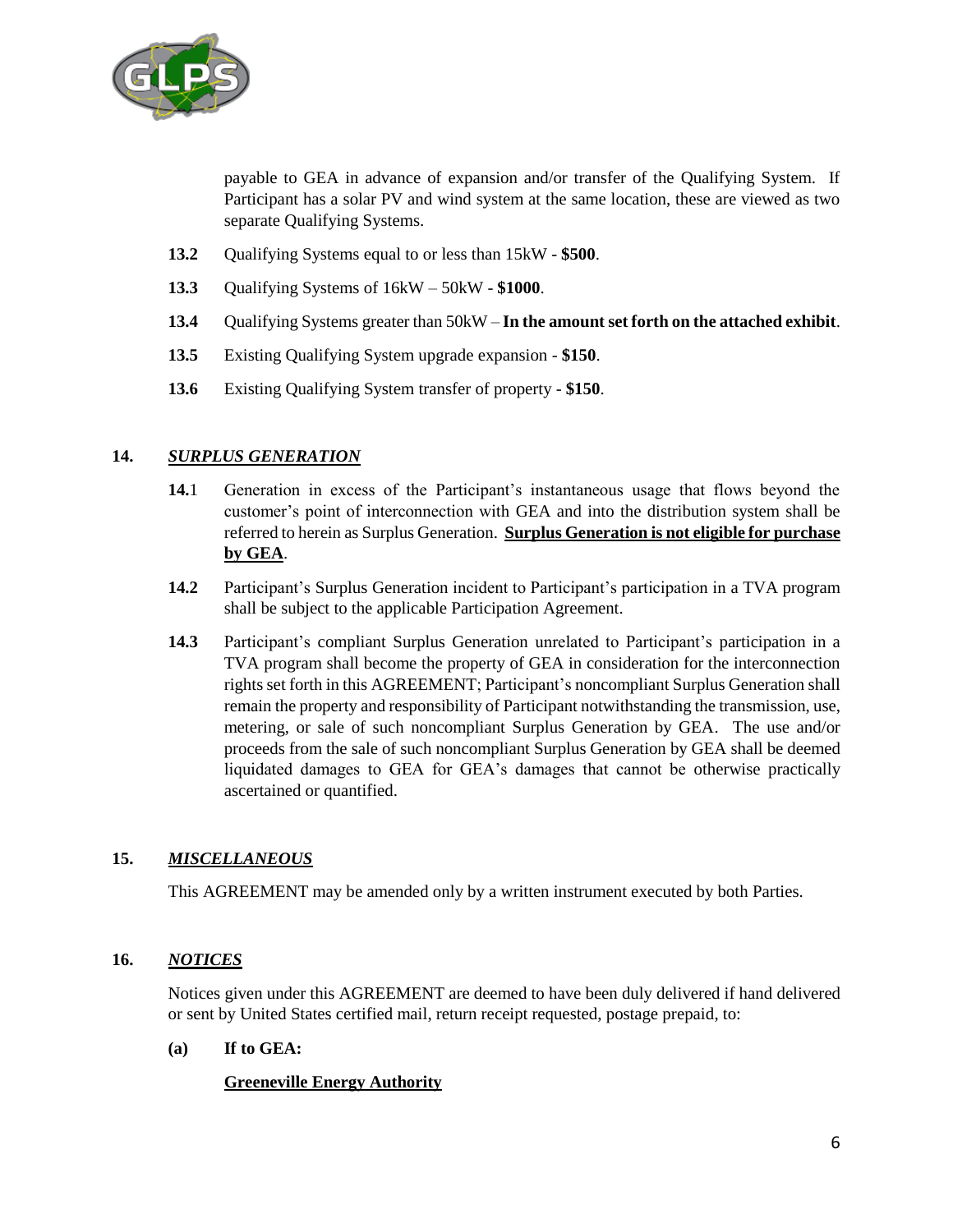payable to GEA in advance of expansion and/or transfer of the Qualifying System. If Participant has a solar PV and wind system at the same location, these are viewed as two separate Qualifying Systems.

**13.2** Qualifying Systems equal to or less than 15kW - **$500**.

**13.3** Qualifying Systems of 16kW – 50kW - **$1000**.

**13.4** Qualifying Systems greater than 50kW – **In the amount set forth on the attached exhibit**.

**13.5** Existing Qualifying System upgrade expansion - **$150**.

**13.6** Existing Qualifying System transfer of property - **$150**.

## 14. ***SURPLUS GENERATION***

**14.**1 Generation in excess of the Participant's instantaneous usage that flows beyond the customer's point of interconnection with GEA and into the distribution system shall be referred to herein as Surplus Generation. **Surplus Generation is not eligible for purchase by GEA**.

**14.2** Participant's Surplus Generation incident to Participant's participation in a TVA program shall be subject to the applicable Participation Agreement.

**14.3** Participant's compliant Surplus Generation unrelated to Participant's participation in a TVA program shall become the property of GEA in consideration for the interconnection rights set forth in this AGREEMENT; Participant's noncompliant Surplus Generation shall remain the property and responsibility of Participant notwithstanding the transmission, use, metering, or sale of such noncompliant Surplus Generation by GEA. The use and/or proceeds from the sale of such noncompliant Surplus Generation by GEA shall be deemed liquidated damages to GEA for GEA's damages that cannot be otherwise practically ascertained or quantified.

## 15. ***MISCELLANEOUS***

This AGREEMENT may be amended only by a written instrument executed by both Parties.

## 16. ***NOTICES***

Notices given under this AGREEMENT are deemed to have been duly delivered if hand delivered or sent by United States certified mail, return receipt requested, postage prepaid, to:

**(a) If to GEA:**

**Greeneville Energy Authority**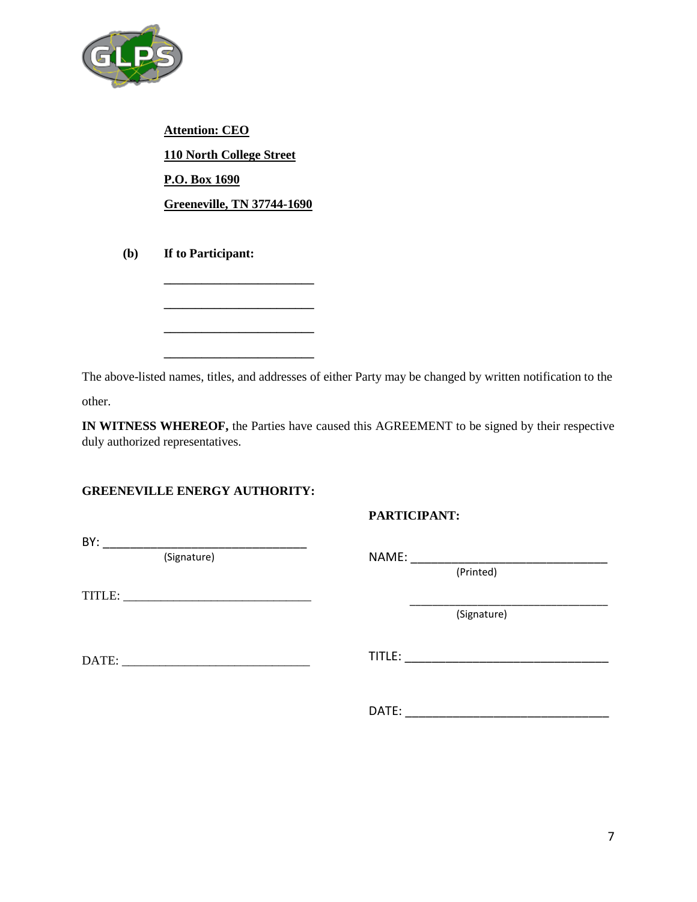**Attention: CEO**

**110 North College Street**

**P.O. Box 1690**

**Greeneville, TN 37744-1690**

**(b) If to Participant:**

________________________

________________________

________________________

________________________

The above-listed names, titles, and addresses of either Party may be changed by written notification to the other.

**IN WITNESS WHEREOF,** the Parties have caused this AGREEMENT to be signed by their respective duly authorized representatives.

**GREENEVILLE ENERGY AUTHORITY:**

BY: ________________________________
(Signature)

TITLE: ______________________________

DATE: ______________________________

**PARTICIPANT:**

NAME: ______________________________
(Printed)

________________________________
(Signature)

TITLE: ______________________________

DATE: ______________________________